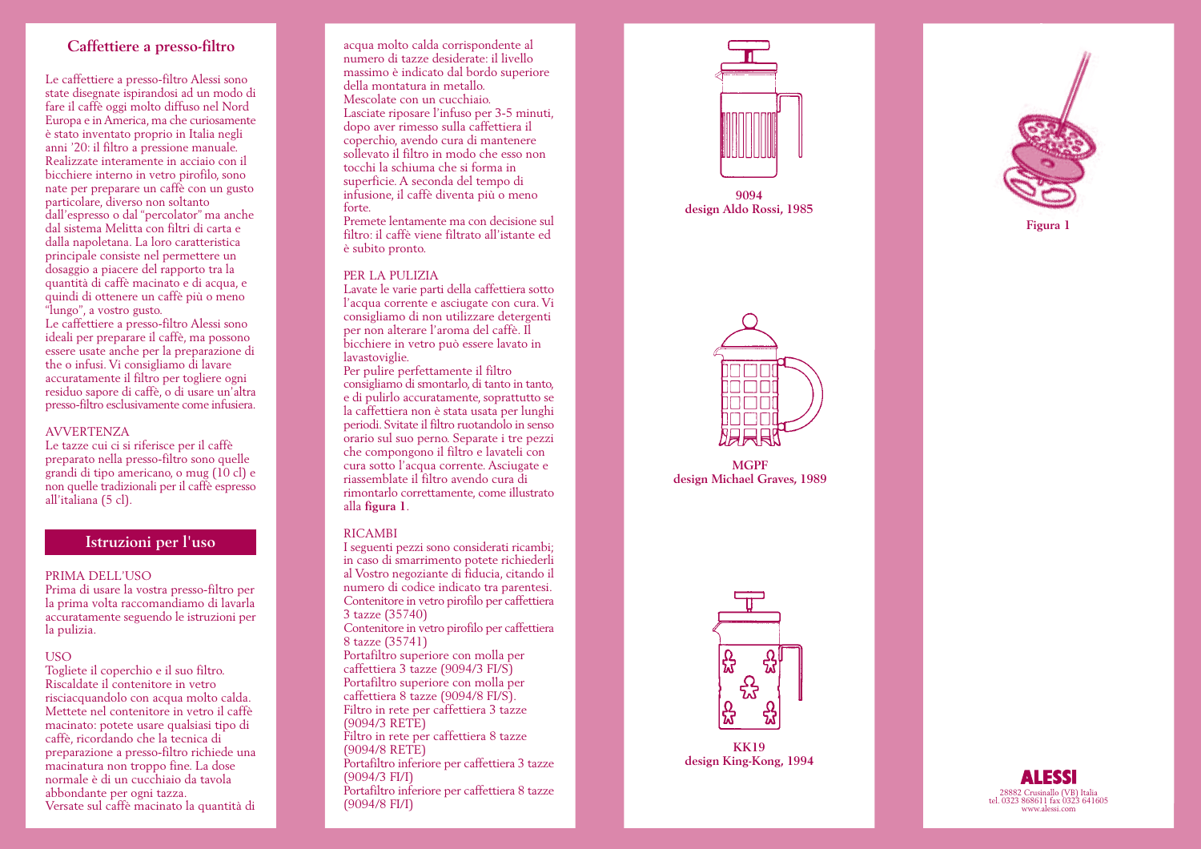## Caffettiere a presso-filtro

Le caffettiere a presso-filtro Alessi sono state disegnate ispirandosi ad un modo di fare il caffè oggi molto diffuso nel Nord Europa e in America, ma che curiosamente è stato inventato proprio in Italia negli anni '20: il filtro a pressione manuale. Realizzate interamente in acciaio con il bicchiere interno in vetro pirofilo, sono nate per preparare un caffè con un gusto particolare, diverso non soltanto dall'espresso o dal "percolator" ma anche dal sistema Melitta con filtri di carta e dalla napoletana. La loro caratteristica principale consiste nel permettere un dosaggio a piacere del rapporto tra la quantità di caffè macinato e di acqua, e quindi di ottenere un caffè più o meno "lungo", a vostro gusto.
Le caffettiere a presso-filtro Alessi sono ideali per preparare il caffè, ma possono essere usate anche per la preparazione di the o infusi. Vi consigliamo di lavare accuratamente il filtro per togliere ogni residuo sapore di caffè, o di usare un'altra presso-filtro esclusivamente come infusiera.

AVVERTENZA
Le tazze cui ci si riferisce per il caffè preparato nella presso-filtro sono quelle grandi di tipo americano, o mug (10 cl) e non quelle tradizionali per il caffè espresso all'italiana (5 cl).

## Istruzioni per l'uso

PRIMA DELL'USO
Prima di usare la vostra presso-filtro per la prima volta raccomandiamo di lavarla accuratamente seguendo le istruzioni per la pulizia.

USO
Togliete il coperchio e il suo filtro. Riscaldate il contenitore in vetro risciacquandolo con acqua molto calda. Mettete nel contenitore in vetro il caffè macinato: potete usare qualsiasi tipo di caffè, ricordando che la tecnica di preparazione a presso-filtro richiede una macinatura non troppo fine. La dose normale è di un cucchiaio da tavola abbondante per ogni tazza.
Versate sul caffè macinato la quantità di acqua molto calda corrispondente al numero di tazze desiderate: il livello massimo è indicato dal bordo superiore della montatura in metallo.
Mescolate con un cucchiaio.
Lasciate riposare l'infuso per 3-5 minuti, dopo aver rimesso sulla caffettiera il coperchio, avendo cura di mantenere sollevato il filtro in modo che esso non tocchi la schiuma che si forma in superficie. A seconda del tempo di infusione, il caffè diventa più o meno forte.
Premete lentamente ma con decisione sul filtro: il caffè viene filtrato all'istante ed è subito pronto.

PER LA PULIZIA
Lavate le varie parti della caffettiera sotto l'acqua corrente e asciugate con cura. Vi consigliamo di non utilizzare detergenti per non alterare l'aroma del caffè. Il bicchiere in vetro può essere lavato in lavastoviglie.
Per pulire perfettamente il filtro consigliamo di smontarlo, di tanto in tanto, e di pulirlo accuratamente, soprattutto se la caffettiera non è stata usata per lunghi periodi. Svitate il filtro ruotandolo in senso orario sul suo perno. Separate i tre pezzi che compongono il filtro e lavateli con cura sotto l'acqua corrente. Asciugate e riassemblate il filtro avendo cura di rimontarlo correttamente, come illustrato alla **figura 1**.

RICAMBI
I seguenti pezzi sono considerati ricambi; in caso di smarrimento potete richiederli al Vostro negoziante di fiducia, citando il numero di codice indicato tra parentesi.
Contenitore in vetro pirofilo per caffettiera 3 tazze (35740)
Contenitore in vetro pirofilo per caffettiera 8 tazze (35741)
Portafiltro superiore con molla per caffettiera 3 tazze (9094/3 FI/S)
Portafiltro superiore con molla per caffettiera 8 tazze (9094/8 FI/S).
Filtro in rete per caffettiera 3 tazze (9094/3 RETE)
Filtro in rete per caffettiera 8 tazze (9094/8 RETE)
Portafiltro inferiore per caffettiera 3 tazze (9094/3 FI/I)
Portafiltro inferiore per caffettiera 8 tazze (9094/8 FI/I)

**9094**
**design Aldo Rossi, 1985**

**MGPF**
**design Michael Graves, 1989**

**KK19**
**design King-Kong, 1994**

**Figura 1**

**ALESSI**
28882 Crusinallo (VB) Italia
tel. 0323 868611 fax 0323 641605
www.alessi.com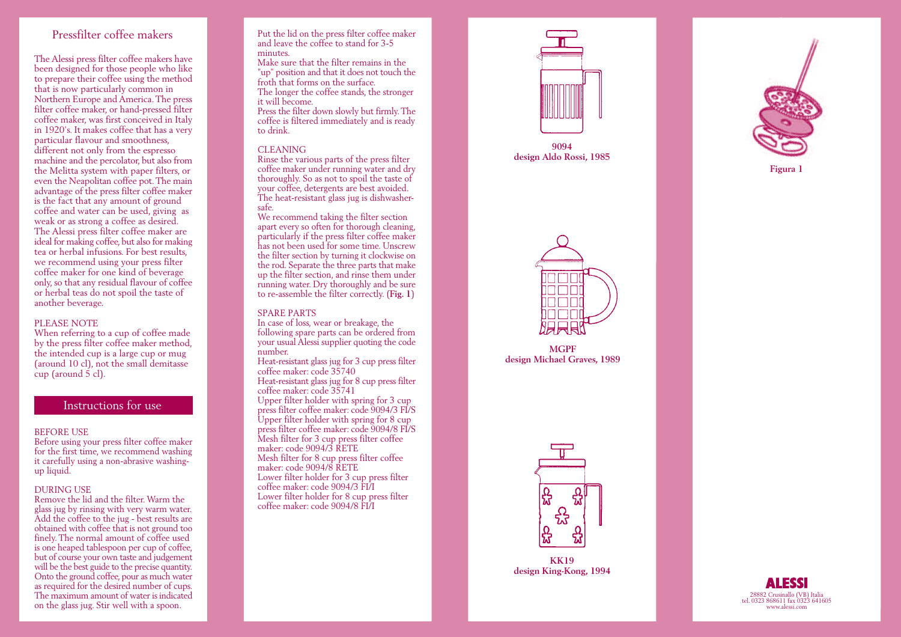# Pressfilter coffee makers

The Alessi press filter coffee makers have been designed for those people who like to prepare their coffee using the method that is now particularly common in Northern Europe and America. The press filter coffee maker, or hand-pressed filter coffee maker, was first conceived in Italy in 1920's. It makes coffee that has a very particular flavour and smoothness, different not only from the espresso machine and the percolator, but also from the Melitta system with paper filters, or even the Neapolitan coffee pot. The main advantage of the press filter coffee maker is the fact that any amount of ground coffee and water can be used, giving as weak or as strong a coffee as desired. The Alessi press filter coffee maker are ideal for making coffee, but also for making tea or herbal infusions. For best results, we recommend using your press filter coffee maker for one kind of beverage only, so that any residual flavour of coffee or herbal teas do not spoil the taste of another beverage.

PLEASE NOTE
When referring to a cup of coffee made by the press filter coffee maker method, the intended cup is a large cup or mug (around 10 cl), not the small demitasse cup (around 5 cl).

## Instructions for use

BEFORE USE
Before using your press filter coffee maker for the first time, we recommend washing it carefully using a non-abrasive washing-up liquid.

DURING USE
Remove the lid and the filter. Warm the glass jug by rinsing with very warm water. Add the coffee to the jug - best results are obtained with coffee that is not ground too finely. The normal amount of coffee used is one heaped tablespoon per cup of coffee, but of course your own taste and judgement will be the best guide to the precise quantity. Onto the ground coffee, pour as much water as required for the desired number of cups. The maximum amount of water is indicated on the glass jug. Stir well with a spoon.

Put the lid on the press filter coffee maker and leave the coffee to stand for 3-5 minutes.
Make sure that the filter remains in the "up" position and that it does not touch the froth that forms on the surface.
The longer the coffee stands, the stronger it will become.
Press the filter down slowly but firmly. The coffee is filtered immediately and is ready to drink.

CLEANING
Rinse the various parts of the press filter coffee maker under running water and dry thoroughly. So as not to spoil the taste of your coffee, detergents are best avoided. The heat-resistant glass jug is dishwasher-safe.
We recommend taking the filter section apart every so often for thorough cleaning, particularly if the press filter coffee maker has not been used for some time. Unscrew the filter section by turning it clockwise on the rod. Separate the three parts that make up the filter section, and rinse them under running water. Dry thoroughly and be sure to re-assemble the filter correctly. **(Fig. 1)**

SPARE PARTS
In case of loss, wear or breakage, the following spare parts can be ordered from your usual Alessi supplier quoting the code number.
Heat-resistant glass jug for 3 cup press filter coffee maker: code 35740
Heat-resistant glass jug for 8 cup press filter coffee maker: code 35741
Upper filter holder with spring for 3 cup press filter coffee maker: code 9094/3 FI/S
Upper filter holder with spring for 8 cup press filter coffee maker: code 9094/8 FI/S
Mesh filter for 3 cup press filter coffee maker: code 9094/3 RETE
Mesh filter for 8 cup press filter coffee maker: code 9094/8 RETE
Lower filter holder for 3 cup press filter coffee maker: code 9094/3 FI/I
Lower filter holder for 8 cup press filter coffee maker: code 9094/8 FI/I

**9094**
**design Aldo Rossi, 1985**

**MGPF**
**design Michael Graves, 1989**

**KK19**
**design King-Kong, 1994**

**Figura 1**

**ALESSI**
28882 Crusinallo (VB) Italia
tel. 0323 868611 fax 0323 641605
www.alessi.com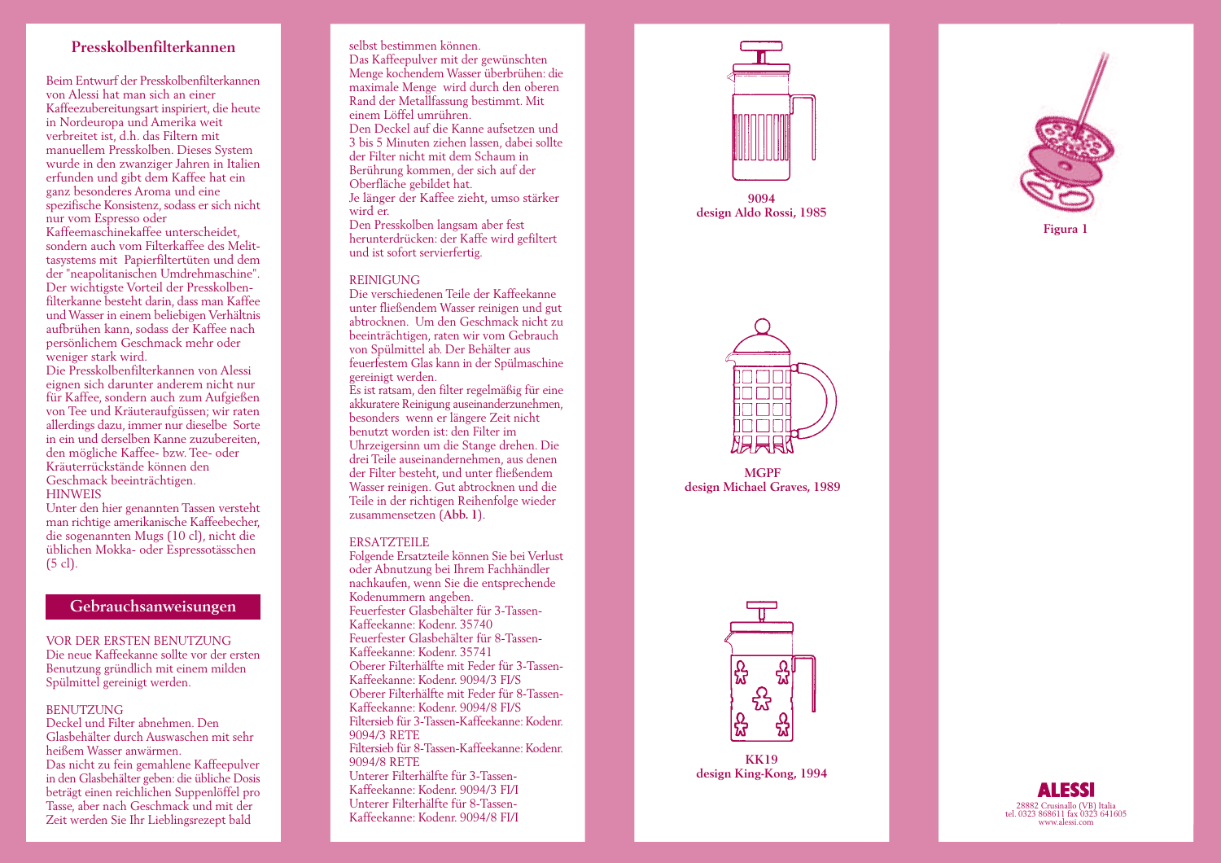## Presskolbenfilterkannen

Beim Entwurf der Presskolbenfilterkannen von Alessi hat man sich an einer Kaffeezubereitungsart inspiriert, die heute in Nordeuropa und Amerika weit verbreitet ist, d.h. das Filtern mit manuellem Presskolben. Dieses System wurde in den zwanziger Jahren in Italien erfunden und gibt dem Kaffee hat ein ganz besonderes Aroma und eine spezifische Konsistenz, sodass er sich nicht nur vom Espresso oder Kaffeemaschinekaffee unterscheidet, sondern auch vom Filterkaffee des Melittasystems mit Papierfiltertüten und dem der "neapolitanischen Umdrehmaschine". Der wichtigste Vorteil der Presskolbenfilterkanne besteht darin, dass man Kaffee und Wasser in einem beliebigen Verhältnis aufbrühen kann, sodass der Kaffee nach persönlichem Geschmack mehr oder weniger stark wird.
Die Presskolbenfilterkannen von Alessi eignen sich darunter anderem nicht nur für Kaffee, sondern auch zum Aufgießen von Tee und Kräuteraufgüssen; wir raten allerdings dazu, immer nur dieselbe Sorte in ein und derselben Kanne zuzubereiten, den mögliche Kaffee- bzw. Tee- oder Kräuterrückstände können den Geschmack beeinträchtigen.
HINWEIS
Unter den hier genannten Tassen versteht man richtige amerikanische Kaffeebecher, die sogenannten Mugs (10 cl), nicht die üblichen Mokka- oder Espressotässchen (5 cl).

## Gebrauchsanweisungen

VOR DER ERSTEN BENUTZUNG
Die neue Kaffeekanne sollte vor der ersten Benutzung gründlich mit einem milden Spülmittel gereinigt werden.

BENUTZUNG
Deckel und Filter abnehmen. Den Glasbehälter durch Auswaschen mit sehr heißem Wasser anwärmen.
Das nicht zu fein gemahlene Kaffeepulver in den Glasbehälter geben: die übliche Dosis beträgt einen reichlichen Suppenlöffel pro Tasse, aber nach Geschmack und mit der Zeit werden Sie Ihr Lieblingsrezept bald selbst bestimmen können.
Das Kaffeepulver mit der gewünschten Menge kochendem Wasser überbrühen: die maximale Menge wird durch den oberen Rand der Metallfassung bestimmt. Mit einem Löffel umrühren.
Den Deckel auf die Kanne aufsetzen und 3 bis 5 Minuten ziehen lassen, dabei sollte der Filter nicht mit dem Schaum in Berührung kommen, der sich auf der Oberfläche gebildet hat.
Je länger der Kaffee zieht, umso stärker wird er.
Den Presskolben langsam aber fest herunterdrücken: der Kaffe wird gefiltert und ist sofort servierfertig.

REINIGUNG
Die verschiedenen Teile der Kaffeekanne unter fließendem Wasser reinigen und gut abtrocknen. Um den Geschmack nicht zu beeinträchtigen, raten wir vom Gebrauch von Spülmittel ab. Der Behälter aus feuerfestem Glas kann in der Spülmaschine gereinigt werden.
Es ist ratsam, den filter regelmäßig für eine akkuratere Reinigung auseinanderzunehmen, besonders wenn er längere Zeit nicht benutzt worden ist: den Filter im Uhrzeigersinn um die Stange drehen. Die drei Teile auseinandernehmen, aus denen der Filter besteht, und unter fließendem Wasser reinigen. Gut abtrocknen und die Teile in der richtigen Reihenfolge wieder zusammensetzen (**Abb. 1**).

ERSATZTEILE
Folgende Ersatzteile können Sie bei Verlust oder Abnutzung bei Ihrem Fachhändler nachkaufen, wenn Sie die entsprechende Kodenummern angeben.
Feuerfester Glasbehälter für 3-Tassen-Kaffeekanne: Kodenr. 35740
Feuerfester Glasbehälter für 8-Tassen-Kaffeekanne: Kodenr. 35741
Oberer Filterhälfte mit Feder für 3-Tassen-Kaffeekanne: Kodenr. 9094/3 FI/S
Oberer Filterhälfte mit Feder für 8-Tassen-Kaffeekanne: Kodenr. 9094/8 FI/S
Filtersieb für 3-Tassen-Kaffeekanne: Kodenr. 9094/3 RETE
Filtersieb für 8-Tassen-Kaffeekanne: Kodenr. 9094/8 RETE
Unterer Filterhälfte für 3-Tassen-Kaffeekanne: Kodenr. 9094/3 FI/I
Unterer Filterhälfte für 8-Tassen-Kaffeekanne: Kodenr. 9094/8 FI/I

**9094**
**design Aldo Rossi, 1985**

**MGPF**
**design Michael Graves, 1989**

**KK19**
**design King-Kong, 1994**

**Figura 1**

**ALESSI**
28882 Crusinallo (VB) Italia
tel. 0323 868611 fax 0323 641605
www.alessi.com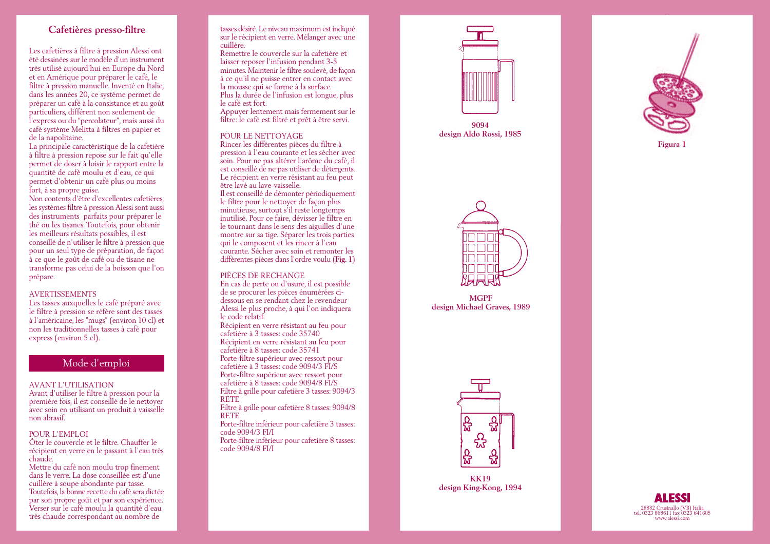## Cafetières presso-filtre

Les cafetières à filtre à pression Alessi ont été dessinées sur le modèle d'un instrument très utilisé aujourd'hui en Europe du Nord et en Amérique pour préparer le café, le filtre à pression manuelle. Inventé en Italie, dans les années 20, ce système permet de préparer un café à la consistance et au goût particuliers, différent non seulement de l'express ou du "percolateur", mais aussi du café système Melitta à filtres en papier et de la napolitaine.
La principale caractéristique de la cafetière à filtre à pression repose sur le fait qu'elle permet de doser à loisir le rapport entre la quantité de café moulu et d'eau, ce qui permet d'obtenir un café plus ou moins fort, à sa propre guise.
Non contents d'être d'excellentes cafetières, les systèmes filtre à pression Alessi sont aussi des instruments parfaits pour préparer le thé ou les tisanes. Toutefois, pour obtenir les meilleurs résultats possibles, il est conseillé de n'utiliser le filtre à pression que pour un seul type de préparation, de façon à ce que le goût de café ou de tisane ne transforme pas celui de la boisson que l'on prépare.

AVERTISSEMENTS
Les tasses auxquelles le café préparé avec le filtre à pression se réfère sont des tasses à l'américaine, les "mugs" (environ 10 cl) et non les traditionnelles tasses à café pour express (environ 5 cl).

## Mode d'emploi

AVANT L'UTILISATION
Avant d'utiliser le filtre à pression pour la première fois, il est conseillé de le nettoyer avec soin en utilisant un produit à vaisselle non abrasif.

POUR L'EMPLOI
Ôter le couvercle et le filtre. Chauffer le récipient en verre en le passant à l'eau très chaude.
Mettre du café non moulu trop finement dans le verre. La dose conseillée est d'une cuillère à soupe abondante par tasse. Toutefois, la bonne recette du café sera dictée par son propre goût et par son expérience.
Verser sur le café moulu la quantité d'eau très chaude correspondant au nombre de tasses désiré. Le niveau maximum est indiqué sur le récipient en verre. Mélanger avec une cuillère.
Remettre le couvercle sur la cafetière et laisser reposer l'infusion pendant 3-5 minutes. Maintenir le filtre soulevé, de façon à ce qu'il ne puisse entrer en contact avec la mousse qui se forme à la surface.
Plus la durée de l'infusion est longue, plus le café est fort.
Appuyer lentement mais fermement sur le filtre: le café est filtré et prêt à être servi.

POUR LE NETTOYAGE
Rincer les différentes pièces du filtre à pression à l'eau courante et les sécher avec soin. Pour ne pas altérer l'arôme du café, il est conseillé de ne pas utiliser de détergents. Le récipient en verre résistant au feu peut être lavé au lave-vaisselle.
Il est conseillé de démonter périodiquement le filtre pour le nettoyer de façon plus minutieuse, surtout s'il reste longtemps inutilisé. Pour ce faire, dévisser le filtre en le tournant dans le sens des aiguilles d'une montre sur sa tige. Séparer les trois parties qui le composent et les rincer à l'eau courante. Sécher avec soin et remonter les différentes pièces dans l'ordre voulu (**Fig. 1**)

PIÈCES DE RECHANGE
En cas de perte ou d'usure, il est possible de se procurer les pièces énumérées ci-dessous en se rendant chez le revendeur Alessi le plus proche, à qui l'on indiquera le code relatif.
Récipient en verre résistant au feu pour cafetière à 3 tasses: code 35740
Récipient en verre résistant au feu pour cafetière à 8 tasses: code 35741
Porte-filtre supérieur avec ressort pour cafetière à 3 tasses: code 9094/3 FI/S
Porte-filtre supérieur avec ressort pour cafetière à 8 tasses: code 9094/8 FI/S
Filtre à grille pour cafetière 3 tasses: 9094/3 RETE
Filtre à grille pour cafetière 8 tasses: 9094/8 RETE
Porte-filtre inférieur pour cafetière 3 tasses: code 9094/3 FI/I
Porte-filtre inférieur pour cafetière 8 tasses: code 9094/8 FI/I

**9094**
**design Aldo Rossi, 1985**

**MGPF**
**design Michael Graves, 1989**

**KK19**
**design King-Kong, 1994**

**Figura 1**

**ALESSI**
28882 Crusinallo (VB) Italia
tel. 0323 868611 fax 0323 641605
www.alessi.com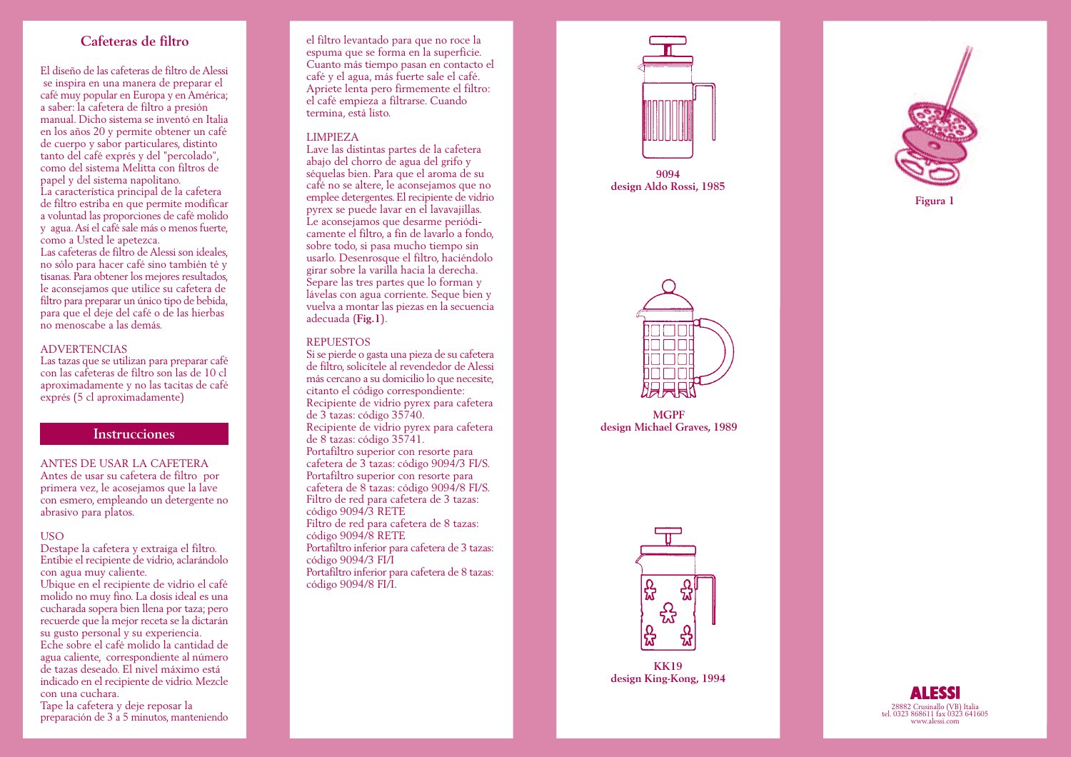## Cafeteras de filtro

El diseño de las cafeteras de filtro de Alessi se inspira en una manera de preparar el café muy popular en Europa y en América; a saber: la cafetera de filtro a presión manual. Dicho sistema se inventó en Italia en los años 20 y permite obtener un café de cuerpo y sabor particulares, distinto tanto del café exprés y del "percolado", como del sistema Melitta con filtros de papel y del sistema napolitano.
La característica principal de la cafetera de filtro estriba en que permite modificar a voluntad las proporciones de café molido y agua. Así el café sale más o menos fuerte, como a Usted le apetezca.
Las cafeteras de filtro de Alessi son ideales, no sólo para hacer café sino también té y tisanas. Para obtener los mejores resultados, le aconsejamos que utilice su cafetera de filtro para preparar un único tipo de bebida, para que el deje del café o de las hierbas no menoscabe a las demás.

ADVERTENCIAS
Las tazas que se utilizan para preparar café con las cafeteras de filtro son las de 10 cl aproximadamente y no las tacitas de café exprés (5 cl aproximadamente)

## Instrucciones

ANTES DE USAR LA CAFETERA
Antes de usar su cafetera de filtro por primera vez, le acosejamos que la lave con esmero, empleando un detergente no abrasivo para platos.

USO
Destape la cafetera y extraiga el filtro. Entibie el recipiente de vidrio, aclarándolo con agua muy caliente.
Ubique en el recipiente de vidrio el café molido no muy fino. La dosis ideal es una cucharada sopera bien llena por taza; pero recuerde que la mejor receta se la dictarán su gusto personal y su experiencia.
Eche sobre el café molido la cantidad de agua caliente, correspondiente al número de tazas deseado. El nivel máximo está indicado en el recipiente de vidrio. Mezcle con una cuchara.
Tape la cafetera y deje reposar la preparación de 3 a 5 minutos, manteniendo el filtro levantado para que no roce la espuma que se forma en la superficie. Cuanto más tiempo pasan en contacto el café y el agua, más fuerte sale el café. Apriete lenta pero firmemente el filtro: el café empieza a filtrarse. Cuando termina, está listo.

LIMPIEZA
Lave las distintas partes de la cafetera abajo del chorro de agua del grifo y séquelas bien. Para que el aroma de su café no se altere, le aconsejamos que no emplee detergentes. El recipiente de vidrio pyrex se puede lavar en el lavavajillas. Le aconsejamos que desarme periódicamente el filtro, a fin de lavarlo a fondo, sobre todo, si pasa mucho tiempo sin usarlo. Desenrosque el filtro, haciéndolo girar sobre la varilla hacia la derecha. Separe las tres partes que lo forman y lávelas con agua corriente. Seque bien y vuelva a montar las piezas en la secuencia adecuada **(Fig.1)**.

REPUESTOS
Si se pierde o gasta una pieza de su cafetera de filtro, solicítele al revendedor de Alessi más cercano a su domicilio lo que necesite, citanto el código correspondiente:
Recipiente de vidrio pyrex para cafetera de 3 tazas: código 35740.
Recipiente de vidrio pyrex para cafetera de 8 tazas: código 35741.
Portafiltro superior con resorte para cafetera de 3 tazas: código 9094/3 FI/S.
Portafiltro superior con resorte para cafetera de 8 tazas: código 9094/8 FI/S.
Filtro de red para cafetera de 3 tazas: código 9094/3 RETE
Filtro de red para cafetera de 8 tazas: código 9094/8 RETE
Portafiltro inferior para cafetera de 3 tazas: código 9094/3 FI/I
Portafiltro inferior para cafetera de 8 tazas: código 9094/8 FI/I.

**9094**
**design Aldo Rossi, 1985**

**MGPF**
**design Michael Graves, 1989**

**KK19**
**design King-Kong, 1994**

**Figura 1**

**ALESSI**
28882 Crusinallo (VB) Italia
tel. 0323 868611 fax 0323 641605
www.alessi.com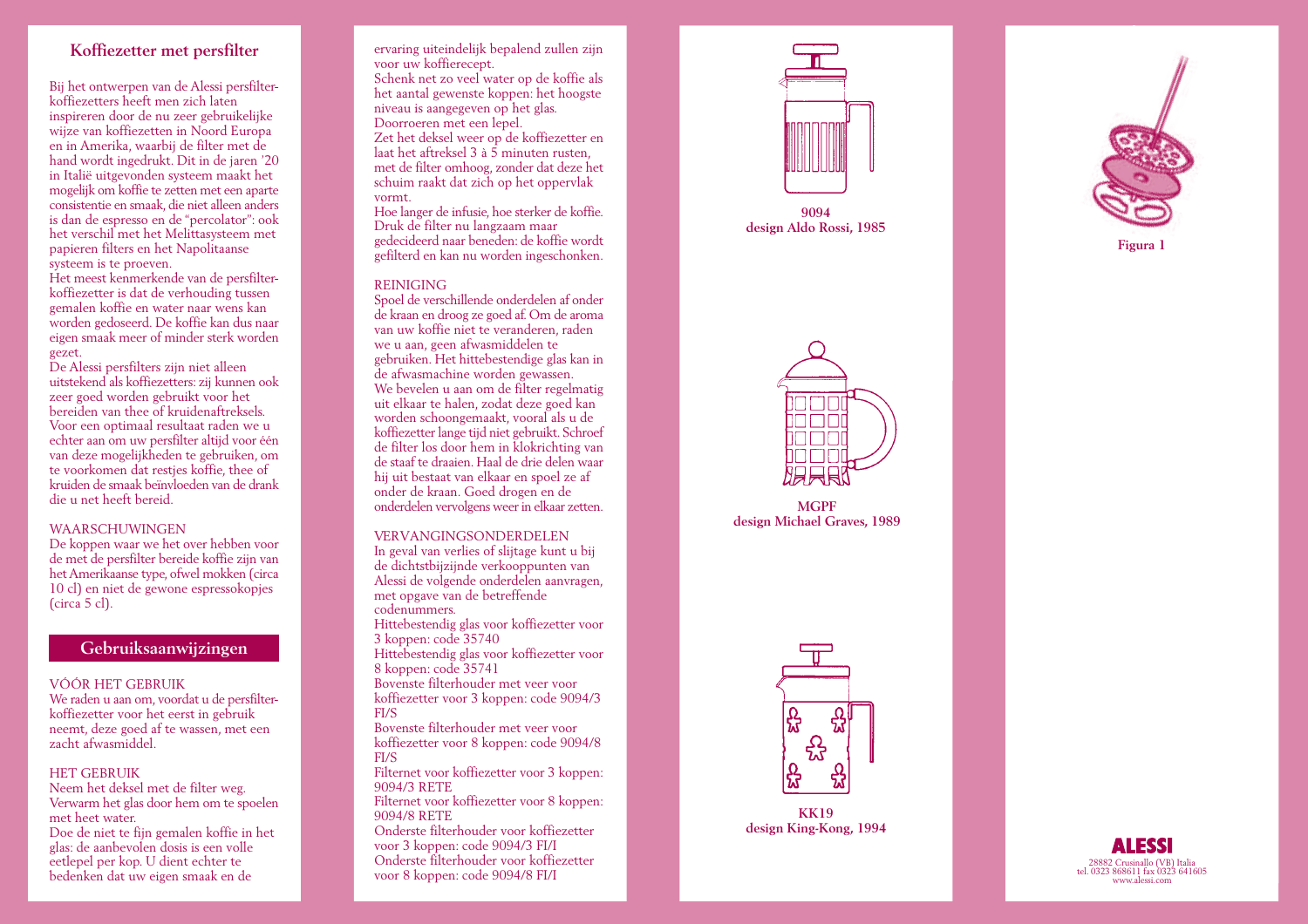## Koffiezetter met persfilter

Bij het ontwerpen van de Alessi persfilter-koffiezetters heeft men zich laten inspireren door de nu zeer gebruikelijke wijze van koffiezetten in Noord Europa en in Amerika, waarbij de filter met de hand wordt ingedrukt. Dit in de jaren '20 in Italië uitgevonden systeem maakt het mogelijk om koffie te zetten met een aparte consistentie en smaak, die niet alleen anders is dan de espresso en de "percolator": ook het verschil met het Melittasysteem met papieren filters en het Napolitaanse systeem is te proeven.
Het meest kenmerkende van de persfilter-koffiezetter is dat de verhouding tussen gemalen koffie en water naar wens kan worden gedoseerd. De koffie kan dus naar eigen smaak meer of minder sterk worden gezet.
De Alessi persfilters zijn niet alleen uitstekend als koffiezetters: zij kunnen ook zeer goed worden gebruikt voor het bereiden van thee of kruidenaftreksels. Voor een optimaal resultaat raden we u echter aan om uw persfilter altijd voor één van deze mogelijkheden te gebruiken, om te voorkomen dat restjes koffie, thee of kruiden de smaak beïnvloeden van de drank die u net heeft bereid.

WAARSCHUWINGEN
De koppen waar we het over hebben voor de met de persfilter bereide koffie zijn van het Amerikaanse type, ofwel mokken (circa 10 cl) en niet de gewone espressokopjes (circa 5 cl).

## Gebruiksaanwijzingen

VÓÓR HET GEBRUIK
We raden u aan om, voordat u de persfilter-koffiezetter voor het eerst in gebruik neemt, deze goed af te wassen, met een zacht afwasmiddel.

HET GEBRUIK
Neem het deksel met de filter weg.
Verwarm het glas door hem om te spoelen met heet water.
Doe de niet te fijn gemalen koffie in het glas: de aanbevolen dosis is een volle eetlepel per kop. U dient echter te bedenken dat uw eigen smaak en de ervaring uiteindelijk bepalend zullen zijn voor uw koffierecept.
Schenk net zo veel water op de koffie als het aantal gewenste koppen: het hoogste niveau is aangegeven op het glas.
Doorroeren met een lepel.
Zet het deksel weer op de koffiezetter en laat het aftreksel 3 à 5 minuten rusten, met de filter omhoog, zonder dat deze het schuim raakt dat zich op het oppervlak vormt.
Hoe langer de infusie, hoe sterker de koffie.
Druk de filter nu langzaam maar gedecideerd naar beneden: de koffie wordt gefilterd en kan nu worden ingeschonken.

REINIGING
Spoel de verschillende onderdelen af onder de kraan en droog ze goed af. Om de aroma van uw koffie niet te veranderen, raden we u aan, geen afwasmiddelen te gebruiken. Het hittebestendige glas kan in de afwasmachine worden gewassen.
We bevelen u aan om de filter regelmatig uit elkaar te halen, zodat deze goed kan worden schoongemaakt, vooral als u de koffiezetter lange tijd niet gebruikt. Schroef de filter los door hem in klokrichting van de staaf te draaien. Haal de drie delen waar hij uit bestaat van elkaar en spoel ze af onder de kraan. Goed drogen en de onderdelen vervolgens weer in elkaar zetten.

VERVANGINGSONDERDELEN
In geval van verlies of slijtage kunt u bij de dichtstbijzijnde verkooppunten van Alessi de volgende onderdelen aanvragen, met opgave van de betreffende codenummers.
Hittebestendig glas voor koffiezetter voor 3 koppen: code 35740
Hittebestendig glas voor koffiezetter voor 8 koppen: code 35741
Bovenste filterhouder met veer voor koffiezetter voor 3 koppen: code 9094/3 FI/S
Bovenste filterhouder met veer voor koffiezetter voor 8 koppen: code 9094/8 FI/S
Filternet voor koffiezetter voor 3 koppen: 9094/3 RETE
Filternet voor koffiezetter voor 8 koppen: 9094/8 RETE
Onderste filterhouder voor koffiezetter voor 3 koppen: code 9094/3 FI/I
Onderste filterhouder voor koffiezetter voor 8 koppen: code 9094/8 FI/I

**9094**
**design Aldo Rossi, 1985**

**MGPF**
**design Michael Graves, 1989**

**KK19**
**design King-Kong, 1994**

**Figura 1**

**ALESSI**
28882 Crusinallo (VB) Italia
tel. 0323 868611 fax 0323 641605
www.alessi.com